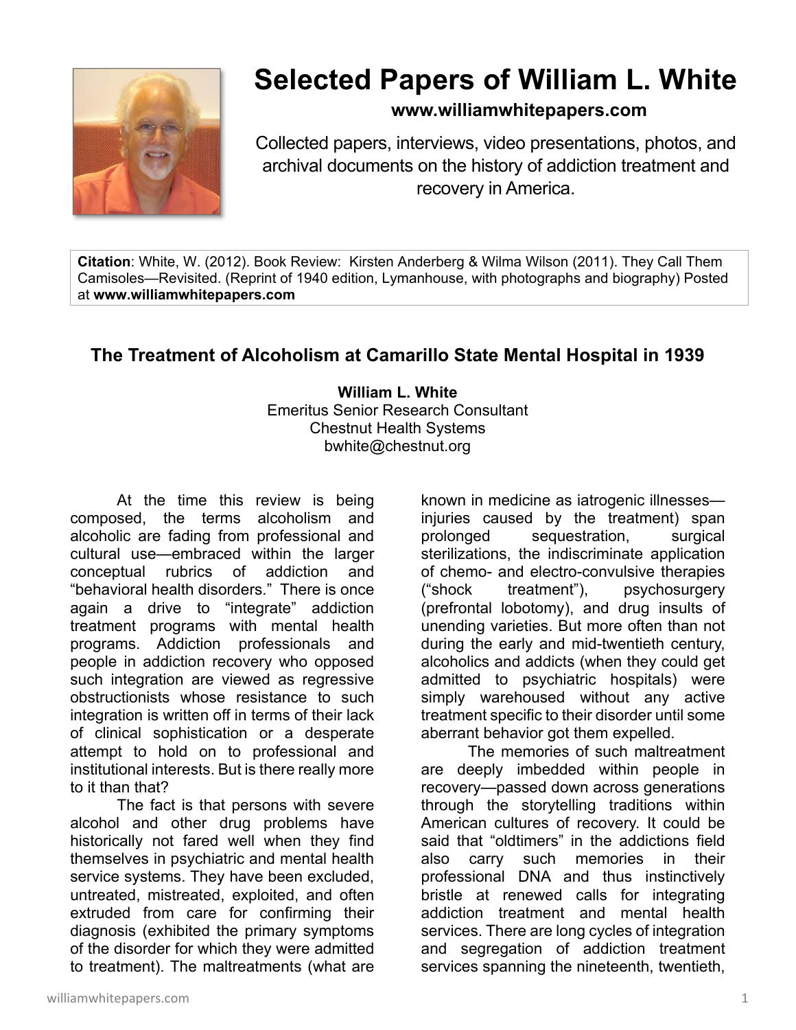# Selected Papers of William L. White

**www.williamwhitepapers.com**

Collected papers, interviews, video presentations, photos, and archival documents on the history of addiction treatment and recovery in America.

**Citation**: White, W. (2012). Book Review: Kirsten Anderberg & Wilma Wilson (2011). They Call Them Camisoles—Revisited. (Reprint of 1940 edition, Lymanhouse, with photographs and biography) Posted at **www.williamwhitepapers.com**

## The Treatment of Alcoholism at Camarillo State Mental Hospital in 1939

**William L. White**
Emeritus Senior Research Consultant
Chestnut Health Systems
bwhite@chestnut.org

At the time this review is being composed, the terms alcoholism and alcoholic are fading from professional and cultural use—embraced within the larger conceptual rubrics of addiction and "behavioral health disorders." There is once again a drive to "integrate" addiction treatment programs with mental health programs. Addiction professionals and people in addiction recovery who opposed such integration are viewed as regressive obstructionists whose resistance to such integration is written off in terms of their lack of clinical sophistication or a desperate attempt to hold on to professional and institutional interests. But is there really more to it than that?

The fact is that persons with severe alcohol and other drug problems have historically not fared well when they find themselves in psychiatric and mental health service systems. They have been excluded, untreated, mistreated, exploited, and often extruded from care for confirming their diagnosis (exhibited the primary symptoms of the disorder for which they were admitted to treatment). The maltreatments (what are known in medicine as iatrogenic illnesses—injuries caused by the treatment) span prolonged sequestration, surgical sterilizations, the indiscriminate application of chemo- and electro-convulsive therapies ("shock treatment"), psychosurgery (prefrontal lobotomy), and drug insults of unending varieties. But more often than not during the early and mid-twentieth century, alcoholics and addicts (when they could get admitted to psychiatric hospitals) were simply warehoused without any active treatment specific to their disorder until some aberrant behavior got them expelled.

The memories of such maltreatment are deeply imbedded within people in recovery—passed down across generations through the storytelling traditions within American cultures of recovery. It could be said that "oldtimers" in the addictions field also carry such memories in their professional DNA and thus instinctively bristle at renewed calls for integrating addiction treatment and mental health services. There are long cycles of integration and segregation of addiction treatment services spanning the nineteenth, twentieth,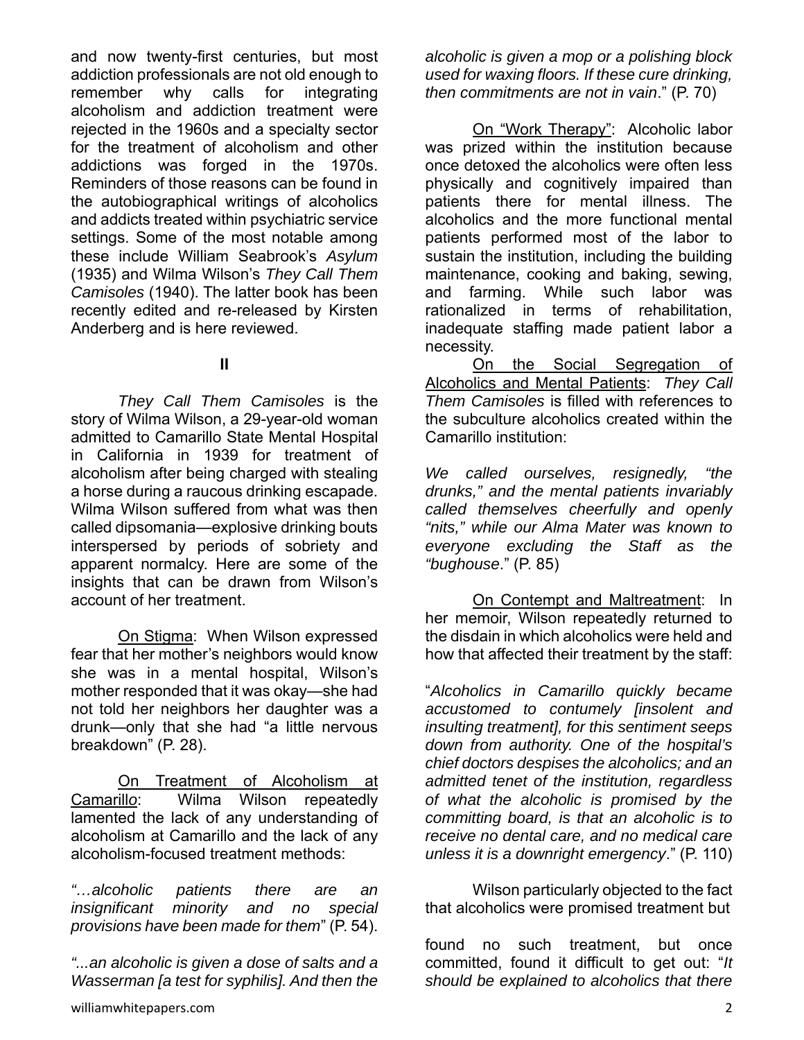and now twenty-first centuries, but most addiction professionals are not old enough to remember why calls for integrating alcoholism and addiction treatment were rejected in the 1960s and a specialty sector for the treatment of alcoholism and other addictions was forged in the 1970s. Reminders of those reasons can be found in the autobiographical writings of alcoholics and addicts treated within psychiatric service settings. Some of the most notable among these include William Seabrook's *Asylum* (1935) and Wilma Wilson's *They Call Them Camisoles* (1940). The latter book has been recently edited and re-released by Kirsten Anderberg and is here reviewed.

## II

*They Call Them Camisoles* is the story of Wilma Wilson, a 29-year-old woman admitted to Camarillo State Mental Hospital in California in 1939 for treatment of alcoholism after being charged with stealing a horse during a raucous drinking escapade. Wilma Wilson suffered from what was then called dipsomania—explosive drinking bouts interspersed by periods of sobriety and apparent normalcy. Here are some of the insights that can be drawn from Wilson's account of her treatment.

On Stigma: When Wilson expressed fear that her mother's neighbors would know she was in a mental hospital, Wilson's mother responded that it was okay—she had not told her neighbors her daughter was a drunk—only that she had "a little nervous breakdown" (P. 28).

On Treatment of Alcoholism at Camarillo: Wilma Wilson repeatedly lamented the lack of any understanding of alcoholism at Camarillo and the lack of any alcoholism-focused treatment methods:

*"…alcoholic patients there are an insignificant minority and no special provisions have been made for them*" (P. 54).

*"...an alcoholic is given a dose of salts and a Wasserman [a test for syphilis]. And then the alcoholic is given a mop or a polishing block used for waxing floors. If these cure drinking, then commitments are not in vain*." (P. 70)

On "Work Therapy": Alcoholic labor was prized within the institution because once detoxed the alcoholics were often less physically and cognitively impaired than patients there for mental illness. The alcoholics and the more functional mental patients performed most of the labor to sustain the institution, including the building maintenance, cooking and baking, sewing, and farming. While such labor was rationalized in terms of rehabilitation, inadequate staffing made patient labor a necessity.

On the Social Segregation of Alcoholics and Mental Patients: *They Call Them Camisoles* is filled with references to the subculture alcoholics created within the Camarillo institution:

*We called ourselves, resignedly, "the drunks," and the mental patients invariably called themselves cheerfully and openly "nits," while our Alma Mater was known to everyone excluding the Staff as the "bughouse*." (P. 85)

On Contempt and Maltreatment: In her memoir, Wilson repeatedly returned to the disdain in which alcoholics were held and how that affected their treatment by the staff:

"*Alcoholics in Camarillo quickly became accustomed to contumely [insolent and insulting treatment], for this sentiment seeps down from authority. One of the hospital's chief doctors despises the alcoholics; and an admitted tenet of the institution, regardless of what the alcoholic is promised by the committing board, is that an alcoholic is to receive no dental care, and no medical care unless it is a downright emergency*." (P. 110)

Wilson particularly objected to the fact that alcoholics were promised treatment but found no such treatment, but once committed, found it difficult to get out: "*It should be explained to alcoholics that there*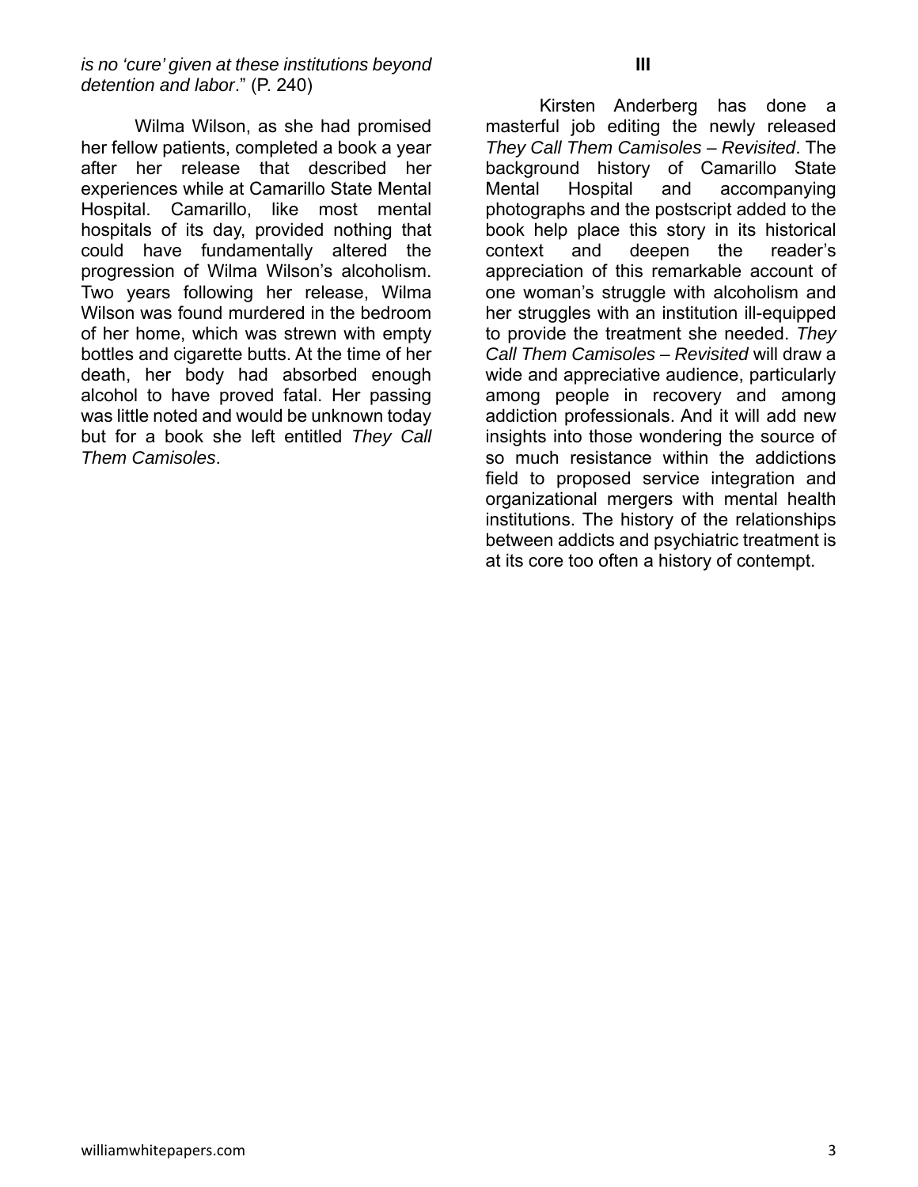*is no 'cure' given at these institutions beyond detention and labor*." (P. 240)

Wilma Wilson, as she had promised her fellow patients, completed a book a year after her release that described her experiences while at Camarillo State Mental Hospital. Camarillo, like most mental hospitals of its day, provided nothing that could have fundamentally altered the progression of Wilma Wilson's alcoholism. Two years following her release, Wilma Wilson was found murdered in the bedroom of her home, which was strewn with empty bottles and cigarette butts. At the time of her death, her body had absorbed enough alcohol to have proved fatal. Her passing was little noted and would be unknown today but for a book she left entitled *They Call Them Camisoles*.

**III**

Kirsten Anderberg has done a masterful job editing the newly released *They Call Them Camisoles – Revisited*. The background history of Camarillo State Mental Hospital and accompanying photographs and the postscript added to the book help place this story in its historical context and deepen the reader's appreciation of this remarkable account of one woman's struggle with alcoholism and her struggles with an institution ill-equipped to provide the treatment she needed. *They Call Them Camisoles – Revisited* will draw a wide and appreciative audience, particularly among people in recovery and among addiction professionals. And it will add new insights into those wondering the source of so much resistance within the addictions field to proposed service integration and organizational mergers with mental health institutions. The history of the relationships between addicts and psychiatric treatment is at its core too often a history of contempt.